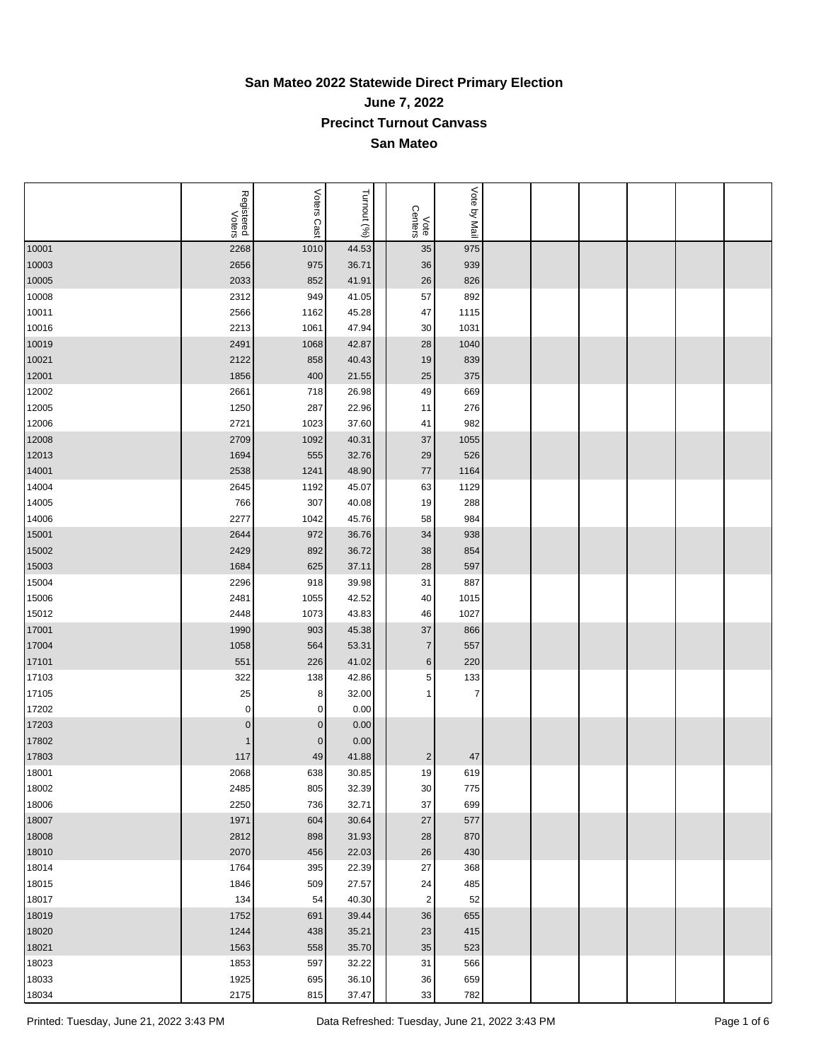# San Mateo 2022 Statewide Direct Primary Election

## June 7, 2022

## Precinct Turnout Canvass

## San Mateo

| | Registered Voters | Voters Cast | Turnout (%) | | Vote Centers | Vote by Mail | | | | | | |
|---|---|---|---|---|---|---|---|---|---|---|---|---|
| 10001 | 2268 | 1010 | 44.53 | | 35 | 975 | | | | | | |
| 10003 | 2656 | 975 | 36.71 | | 36 | 939 | | | | | | |
| 10005 | 2033 | 852 | 41.91 | | 26 | 826 | | | | | | |
| 10008 | 2312 | 949 | 41.05 | | 57 | 892 | | | | | | |
| 10011 | 2566 | 1162 | 45.28 | | 47 | 1115 | | | | | | |
| 10016 | 2213 | 1061 | 47.94 | | 30 | 1031 | | | | | | |
| 10019 | 2491 | 1068 | 42.87 | | 28 | 1040 | | | | | | |
| 10021 | 2122 | 858 | 40.43 | | 19 | 839 | | | | | | |
| 12001 | 1856 | 400 | 21.55 | | 25 | 375 | | | | | | |
| 12002 | 2661 | 718 | 26.98 | | 49 | 669 | | | | | | |
| 12005 | 1250 | 287 | 22.96 | | 11 | 276 | | | | | | |
| 12006 | 2721 | 1023 | 37.60 | | 41 | 982 | | | | | | |
| 12008 | 2709 | 1092 | 40.31 | | 37 | 1055 | | | | | | |
| 12013 | 1694 | 555 | 32.76 | | 29 | 526 | | | | | | |
| 14001 | 2538 | 1241 | 48.90 | | 77 | 1164 | | | | | | |
| 14004 | 2645 | 1192 | 45.07 | | 63 | 1129 | | | | | | |
| 14005 | 766 | 307 | 40.08 | | 19 | 288 | | | | | | |
| 14006 | 2277 | 1042 | 45.76 | | 58 | 984 | | | | | | |
| 15001 | 2644 | 972 | 36.76 | | 34 | 938 | | | | | | |
| 15002 | 2429 | 892 | 36.72 | | 38 | 854 | | | | | | |
| 15003 | 1684 | 625 | 37.11 | | 28 | 597 | | | | | | |
| 15004 | 2296 | 918 | 39.98 | | 31 | 887 | | | | | | |
| 15006 | 2481 | 1055 | 42.52 | | 40 | 1015 | | | | | | |
| 15012 | 2448 | 1073 | 43.83 | | 46 | 1027 | | | | | | |
| 17001 | 1990 | 903 | 45.38 | | 37 | 866 | | | | | | |
| 17004 | 1058 | 564 | 53.31 | | 7 | 557 | | | | | | |
| 17101 | 551 | 226 | 41.02 | | 6 | 220 | | | | | | |
| 17103 | 322 | 138 | 42.86 | | 5 | 133 | | | | | | |
| 17105 | 25 | 8 | 32.00 | | 1 | 7 | | | | | | |
| 17202 | 0 | 0 | 0.00 | | | | | | | | | |
| 17203 | 0 | 0 | 0.00 | | | | | | | | | |
| 17802 | 1 | 0 | 0.00 | | | | | | | | | |
| 17803 | 117 | 49 | 41.88 | | 2 | 47 | | | | | | |
| 18001 | 2068 | 638 | 30.85 | | 19 | 619 | | | | | | |
| 18002 | 2485 | 805 | 32.39 | | 30 | 775 | | | | | | |
| 18006 | 2250 | 736 | 32.71 | | 37 | 699 | | | | | | |
| 18007 | 1971 | 604 | 30.64 | | 27 | 577 | | | | | | |
| 18008 | 2812 | 898 | 31.93 | | 28 | 870 | | | | | | |
| 18010 | 2070 | 456 | 22.03 | | 26 | 430 | | | | | | |
| 18014 | 1764 | 395 | 22.39 | | 27 | 368 | | | | | | |
| 18015 | 1846 | 509 | 27.57 | | 24 | 485 | | | | | | |
| 18017 | 134 | 54 | 40.30 | | 2 | 52 | | | | | | |
| 18019 | 1752 | 691 | 39.44 | | 36 | 655 | | | | | | |
| 18020 | 1244 | 438 | 35.21 | | 23 | 415 | | | | | | |
| 18021 | 1563 | 558 | 35.70 | | 35 | 523 | | | | | | |
| 18023 | 1853 | 597 | 32.22 | | 31 | 566 | | | | | | |
| 18033 | 1925 | 695 | 36.10 | | 36 | 659 | | | | | | |
| 18034 | 2175 | 815 | 37.47 | | 33 | 782 | | | | | | |

Printed: Tuesday, June 21, 2022 3:43 PM — Data Refreshed: Tuesday, June 21, 2022 3:43 PM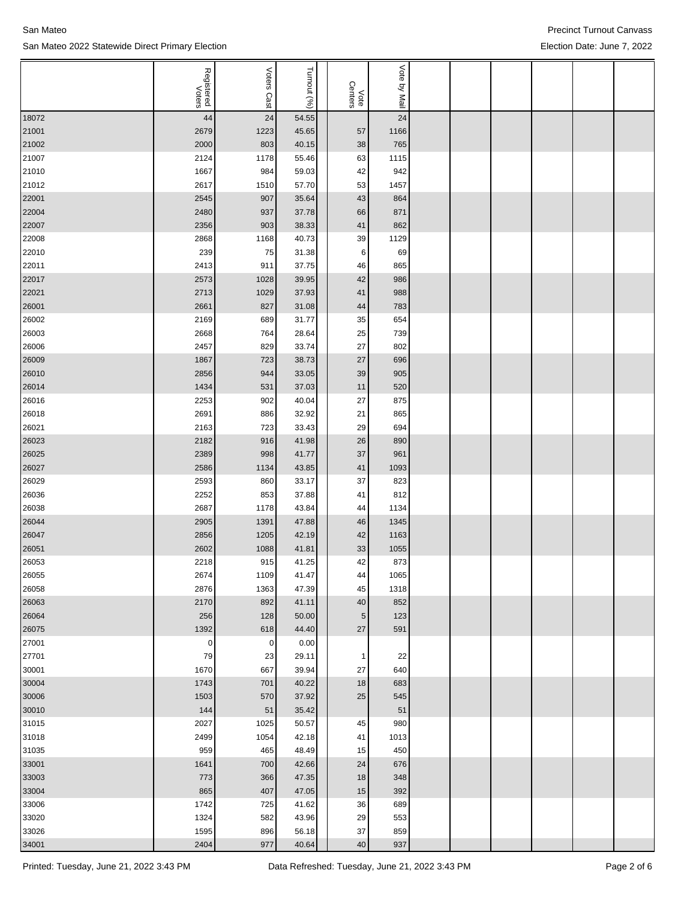|  | Registered Voters | Voters Cast | Turnout (%) |  | Vote Centers | Vote by Mail |  |  |  |  |  |
|---|---|---|---|---|---|---|---|---|---|---|---|
| 18072 | 44 | 24 | 54.55 |  |  | 24 |  |  |  |  |  |
| 21001 | 2679 | 1223 | 45.65 |  | 57 | 1166 |  |  |  |  |  |
| 21002 | 2000 | 803 | 40.15 |  | 38 | 765 |  |  |  |  |  |
| 21007 | 2124 | 1178 | 55.46 |  | 63 | 1115 |  |  |  |  |  |
| 21010 | 1667 | 984 | 59.03 |  | 42 | 942 |  |  |  |  |  |
| 21012 | 2617 | 1510 | 57.70 |  | 53 | 1457 |  |  |  |  |  |
| 22001 | 2545 | 907 | 35.64 |  | 43 | 864 |  |  |  |  |  |
| 22004 | 2480 | 937 | 37.78 |  | 66 | 871 |  |  |  |  |  |
| 22007 | 2356 | 903 | 38.33 |  | 41 | 862 |  |  |  |  |  |
| 22008 | 2868 | 1168 | 40.73 |  | 39 | 1129 |  |  |  |  |  |
| 22010 | 239 | 75 | 31.38 |  | 6 | 69 |  |  |  |  |  |
| 22011 | 2413 | 911 | 37.75 |  | 46 | 865 |  |  |  |  |  |
| 22017 | 2573 | 1028 | 39.95 |  | 42 | 986 |  |  |  |  |  |
| 22021 | 2713 | 1029 | 37.93 |  | 41 | 988 |  |  |  |  |  |
| 26001 | 2661 | 827 | 31.08 |  | 44 | 783 |  |  |  |  |  |
| 26002 | 2169 | 689 | 31.77 |  | 35 | 654 |  |  |  |  |  |
| 26003 | 2668 | 764 | 28.64 |  | 25 | 739 |  |  |  |  |  |
| 26006 | 2457 | 829 | 33.74 |  | 27 | 802 |  |  |  |  |  |
| 26009 | 1867 | 723 | 38.73 |  | 27 | 696 |  |  |  |  |  |
| 26010 | 2856 | 944 | 33.05 |  | 39 | 905 |  |  |  |  |  |
| 26014 | 1434 | 531 | 37.03 |  | 11 | 520 |  |  |  |  |  |
| 26016 | 2253 | 902 | 40.04 |  | 27 | 875 |  |  |  |  |  |
| 26018 | 2691 | 886 | 32.92 |  | 21 | 865 |  |  |  |  |  |
| 26021 | 2163 | 723 | 33.43 |  | 29 | 694 |  |  |  |  |  |
| 26023 | 2182 | 916 | 41.98 |  | 26 | 890 |  |  |  |  |  |
| 26025 | 2389 | 998 | 41.77 |  | 37 | 961 |  |  |  |  |  |
| 26027 | 2586 | 1134 | 43.85 |  | 41 | 1093 |  |  |  |  |  |
| 26029 | 2593 | 860 | 33.17 |  | 37 | 823 |  |  |  |  |  |
| 26036 | 2252 | 853 | 37.88 |  | 41 | 812 |  |  |  |  |  |
| 26038 | 2687 | 1178 | 43.84 |  | 44 | 1134 |  |  |  |  |  |
| 26044 | 2905 | 1391 | 47.88 |  | 46 | 1345 |  |  |  |  |  |
| 26047 | 2856 | 1205 | 42.19 |  | 42 | 1163 |  |  |  |  |  |
| 26051 | 2602 | 1088 | 41.81 |  | 33 | 1055 |  |  |  |  |  |
| 26053 | 2218 | 915 | 41.25 |  | 42 | 873 |  |  |  |  |  |
| 26055 | 2674 | 1109 | 41.47 |  | 44 | 1065 |  |  |  |  |  |
| 26058 | 2876 | 1363 | 47.39 |  | 45 | 1318 |  |  |  |  |  |
| 26063 | 2170 | 892 | 41.11 |  | 40 | 852 |  |  |  |  |  |
| 26064 | 256 | 128 | 50.00 |  | 5 | 123 |  |  |  |  |  |
| 26075 | 1392 | 618 | 44.40 |  | 27 | 591 |  |  |  |  |  |
| 27001 | 0 | 0 | 0.00 |  |  |  |  |  |  |  |  |
| 27701 | 79 | 23 | 29.11 |  | 1 | 22 |  |  |  |  |  |
| 30001 | 1670 | 667 | 39.94 |  | 27 | 640 |  |  |  |  |  |
| 30004 | 1743 | 701 | 40.22 |  | 18 | 683 |  |  |  |  |  |
| 30006 | 1503 | 570 | 37.92 |  | 25 | 545 |  |  |  |  |  |
| 30010 | 144 | 51 | 35.42 |  |  | 51 |  |  |  |  |  |
| 31015 | 2027 | 1025 | 50.57 |  | 45 | 980 |  |  |  |  |  |
| 31018 | 2499 | 1054 | 42.18 |  | 41 | 1013 |  |  |  |  |  |
| 31035 | 959 | 465 | 48.49 |  | 15 | 450 |  |  |  |  |  |
| 33001 | 1641 | 700 | 42.66 |  | 24 | 676 |  |  |  |  |  |
| 33003 | 773 | 366 | 47.35 |  | 18 | 348 |  |  |  |  |  |
| 33004 | 865 | 407 | 47.05 |  | 15 | 392 |  |  |  |  |  |
| 33006 | 1742 | 725 | 41.62 |  | 36 | 689 |  |  |  |  |  |
| 33020 | 1324 | 582 | 43.96 |  | 29 | 553 |  |  |  |  |  |
| 33026 | 1595 | 896 | 56.18 |  | 37 | 859 |  |  |  |  |  |
| 34001 | 2404 | 977 | 40.64 |  | 40 | 937 |  |  |  |  |  |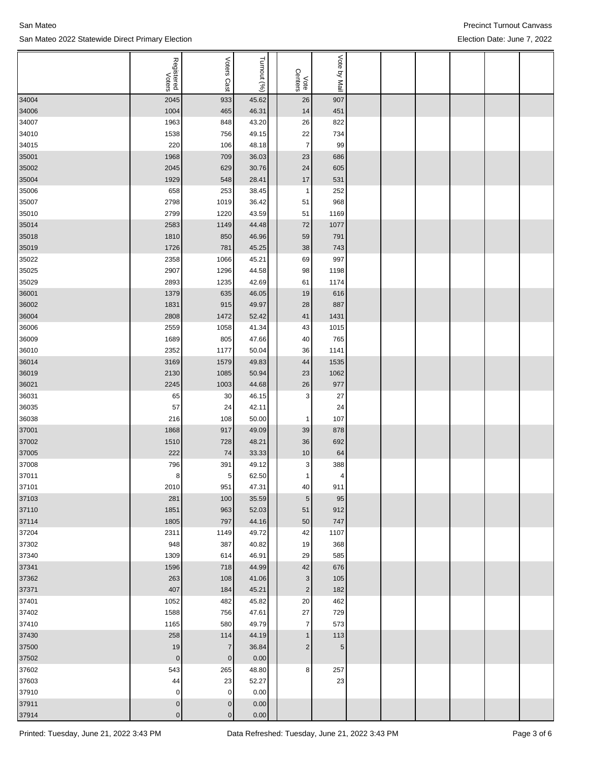| | Registered Voters | Voters Cast | Turnout (%) | | Vote Centers | Vote by Mail | | | | | | |
|---|---|---|---|---|---|---|---|---|---|---|---|---|
| 34004 | 2045 | 933 | 45.62 | | 26 | 907 | | | | | | |
| 34006 | 1004 | 465 | 46.31 | | 14 | 451 | | | | | | |
| 34007 | 1963 | 848 | 43.20 | | 26 | 822 | | | | | | |
| 34010 | 1538 | 756 | 49.15 | | 22 | 734 | | | | | | |
| 34015 | 220 | 106 | 48.18 | | 7 | 99 | | | | | | |
| 35001 | 1968 | 709 | 36.03 | | 23 | 686 | | | | | | |
| 35002 | 2045 | 629 | 30.76 | | 24 | 605 | | | | | | |
| 35004 | 1929 | 548 | 28.41 | | 17 | 531 | | | | | | |
| 35006 | 658 | 253 | 38.45 | | 1 | 252 | | | | | | |
| 35007 | 2798 | 1019 | 36.42 | | 51 | 968 | | | | | | |
| 35010 | 2799 | 1220 | 43.59 | | 51 | 1169 | | | | | | |
| 35014 | 2583 | 1149 | 44.48 | | 72 | 1077 | | | | | | |
| 35018 | 1810 | 850 | 46.96 | | 59 | 791 | | | | | | |
| 35019 | 1726 | 781 | 45.25 | | 38 | 743 | | | | | | |
| 35022 | 2358 | 1066 | 45.21 | | 69 | 997 | | | | | | |
| 35025 | 2907 | 1296 | 44.58 | | 98 | 1198 | | | | | | |
| 35029 | 2893 | 1235 | 42.69 | | 61 | 1174 | | | | | | |
| 36001 | 1379 | 635 | 46.05 | | 19 | 616 | | | | | | |
| 36002 | 1831 | 915 | 49.97 | | 28 | 887 | | | | | | |
| 36004 | 2808 | 1472 | 52.42 | | 41 | 1431 | | | | | | |
| 36006 | 2559 | 1058 | 41.34 | | 43 | 1015 | | | | | | |
| 36009 | 1689 | 805 | 47.66 | | 40 | 765 | | | | | | |
| 36010 | 2352 | 1177 | 50.04 | | 36 | 1141 | | | | | | |
| 36014 | 3169 | 1579 | 49.83 | | 44 | 1535 | | | | | | |
| 36019 | 2130 | 1085 | 50.94 | | 23 | 1062 | | | | | | |
| 36021 | 2245 | 1003 | 44.68 | | 26 | 977 | | | | | | |
| 36031 | 65 | 30 | 46.15 | | 3 | 27 | | | | | | |
| 36035 | 57 | 24 | 42.11 | | | 24 | | | | | | |
| 36038 | 216 | 108 | 50.00 | | 1 | 107 | | | | | | |
| 37001 | 1868 | 917 | 49.09 | | 39 | 878 | | | | | | |
| 37002 | 1510 | 728 | 48.21 | | 36 | 692 | | | | | | |
| 37005 | 222 | 74 | 33.33 | | 10 | 64 | | | | | | |
| 37008 | 796 | 391 | 49.12 | | 3 | 388 | | | | | | |
| 37011 | 8 | 5 | 62.50 | | 1 | 4 | | | | | | |
| 37101 | 2010 | 951 | 47.31 | | 40 | 911 | | | | | | |
| 37103 | 281 | 100 | 35.59 | | 5 | 95 | | | | | | |
| 37110 | 1851 | 963 | 52.03 | | 51 | 912 | | | | | | |
| 37114 | 1805 | 797 | 44.16 | | 50 | 747 | | | | | | |
| 37204 | 2311 | 1149 | 49.72 | | 42 | 1107 | | | | | | |
| 37302 | 948 | 387 | 40.82 | | 19 | 368 | | | | | | |
| 37340 | 1309 | 614 | 46.91 | | 29 | 585 | | | | | | |
| 37341 | 1596 | 718 | 44.99 | | 42 | 676 | | | | | | |
| 37362 | 263 | 108 | 41.06 | | 3 | 105 | | | | | | |
| 37371 | 407 | 184 | 45.21 | | 2 | 182 | | | | | | |
| 37401 | 1052 | 482 | 45.82 | | 20 | 462 | | | | | | |
| 37402 | 1588 | 756 | 47.61 | | 27 | 729 | | | | | | |
| 37410 | 1165 | 580 | 49.79 | | 7 | 573 | | | | | | |
| 37430 | 258 | 114 | 44.19 | | 1 | 113 | | | | | | |
| 37500 | 19 | 7 | 36.84 | | 2 | 5 | | | | | | |
| 37502 | 0 | 0 | 0.00 | | | | | | | | | |
| 37602 | 543 | 265 | 48.80 | | 8 | 257 | | | | | | |
| 37603 | 44 | 23 | 52.27 | | | 23 | | | | | | |
| 37910 | 0 | 0 | 0.00 | | | | | | | | | |
| 37911 | 0 | 0 | 0.00 | | | | | | | | | |
| 37914 | 0 | 0 | 0.00 | | | | | | | | | |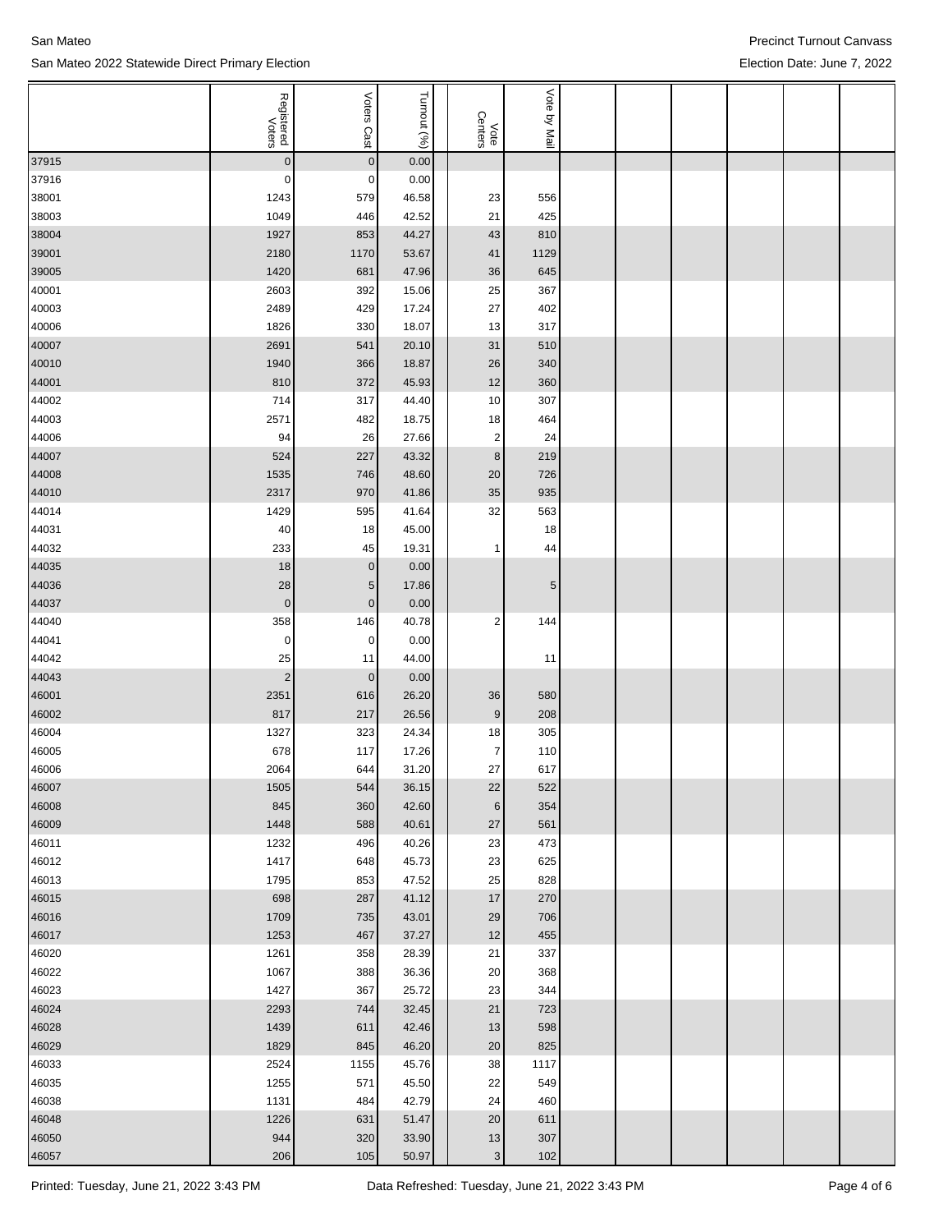| | Registered Voters | Voters Cast | Turnout (%) | | Vote Centers | Vote by Mail | | | | | |
|---|---|---|---|---|---|---|---|---|---|---|---|
| 37915 | 0 | 0 | 0.00 | | | | | | | | |
| 37916 | 0 | 0 | 0.00 | | | | | | | | |
| 38001 | 1243 | 579 | 46.58 | | 23 | 556 | | | | | |
| 38003 | 1049 | 446 | 42.52 | | 21 | 425 | | | | | |
| 38004 | 1927 | 853 | 44.27 | | 43 | 810 | | | | | |
| 39001 | 2180 | 1170 | 53.67 | | 41 | 1129 | | | | | |
| 39005 | 1420 | 681 | 47.96 | | 36 | 645 | | | | | |
| 40001 | 2603 | 392 | 15.06 | | 25 | 367 | | | | | |
| 40003 | 2489 | 429 | 17.24 | | 27 | 402 | | | | | |
| 40006 | 1826 | 330 | 18.07 | | 13 | 317 | | | | | |
| 40007 | 2691 | 541 | 20.10 | | 31 | 510 | | | | | |
| 40010 | 1940 | 366 | 18.87 | | 26 | 340 | | | | | |
| 44001 | 810 | 372 | 45.93 | | 12 | 360 | | | | | |
| 44002 | 714 | 317 | 44.40 | | 10 | 307 | | | | | |
| 44003 | 2571 | 482 | 18.75 | | 18 | 464 | | | | | |
| 44006 | 94 | 26 | 27.66 | | 2 | 24 | | | | | |
| 44007 | 524 | 227 | 43.32 | | 8 | 219 | | | | | |
| 44008 | 1535 | 746 | 48.60 | | 20 | 726 | | | | | |
| 44010 | 2317 | 970 | 41.86 | | 35 | 935 | | | | | |
| 44014 | 1429 | 595 | 41.64 | | 32 | 563 | | | | | |
| 44031 | 40 | 18 | 45.00 | | | 18 | | | | | |
| 44032 | 233 | 45 | 19.31 | | 1 | 44 | | | | | |
| 44035 | 18 | 0 | 0.00 | | | | | | | | |
| 44036 | 28 | 5 | 17.86 | | | 5 | | | | | |
| 44037 | 0 | 0 | 0.00 | | | | | | | | |
| 44040 | 358 | 146 | 40.78 | | 2 | 144 | | | | | |
| 44041 | 0 | 0 | 0.00 | | | | | | | | |
| 44042 | 25 | 11 | 44.00 | | | 11 | | | | | |
| 44043 | 2 | 0 | 0.00 | | | | | | | | |
| 46001 | 2351 | 616 | 26.20 | | 36 | 580 | | | | | |
| 46002 | 817 | 217 | 26.56 | | 9 | 208 | | | | | |
| 46004 | 1327 | 323 | 24.34 | | 18 | 305 | | | | | |
| 46005 | 678 | 117 | 17.26 | | 7 | 110 | | | | | |
| 46006 | 2064 | 644 | 31.20 | | 27 | 617 | | | | | |
| 46007 | 1505 | 544 | 36.15 | | 22 | 522 | | | | | |
| 46008 | 845 | 360 | 42.60 | | 6 | 354 | | | | | |
| 46009 | 1448 | 588 | 40.61 | | 27 | 561 | | | | | |
| 46011 | 1232 | 496 | 40.26 | | 23 | 473 | | | | | |
| 46012 | 1417 | 648 | 45.73 | | 23 | 625 | | | | | |
| 46013 | 1795 | 853 | 47.52 | | 25 | 828 | | | | | |
| 46015 | 698 | 287 | 41.12 | | 17 | 270 | | | | | |
| 46016 | 1709 | 735 | 43.01 | | 29 | 706 | | | | | |
| 46017 | 1253 | 467 | 37.27 | | 12 | 455 | | | | | |
| 46020 | 1261 | 358 | 28.39 | | 21 | 337 | | | | | |
| 46022 | 1067 | 388 | 36.36 | | 20 | 368 | | | | | |
| 46023 | 1427 | 367 | 25.72 | | 23 | 344 | | | | | |
| 46024 | 2293 | 744 | 32.45 | | 21 | 723 | | | | | |
| 46028 | 1439 | 611 | 42.46 | | 13 | 598 | | | | | |
| 46029 | 1829 | 845 | 46.20 | | 20 | 825 | | | | | |
| 46033 | 2524 | 1155 | 45.76 | | 38 | 1117 | | | | | |
| 46035 | 1255 | 571 | 45.50 | | 22 | 549 | | | | | |
| 46038 | 1131 | 484 | 42.79 | | 24 | 460 | | | | | |
| 46048 | 1226 | 631 | 51.47 | | 20 | 611 | | | | | |
| 46050 | 944 | 320 | 33.90 | | 13 | 307 | | | | | |
| 46057 | 206 | 105 | 50.97 | | 3 | 102 | | | | | |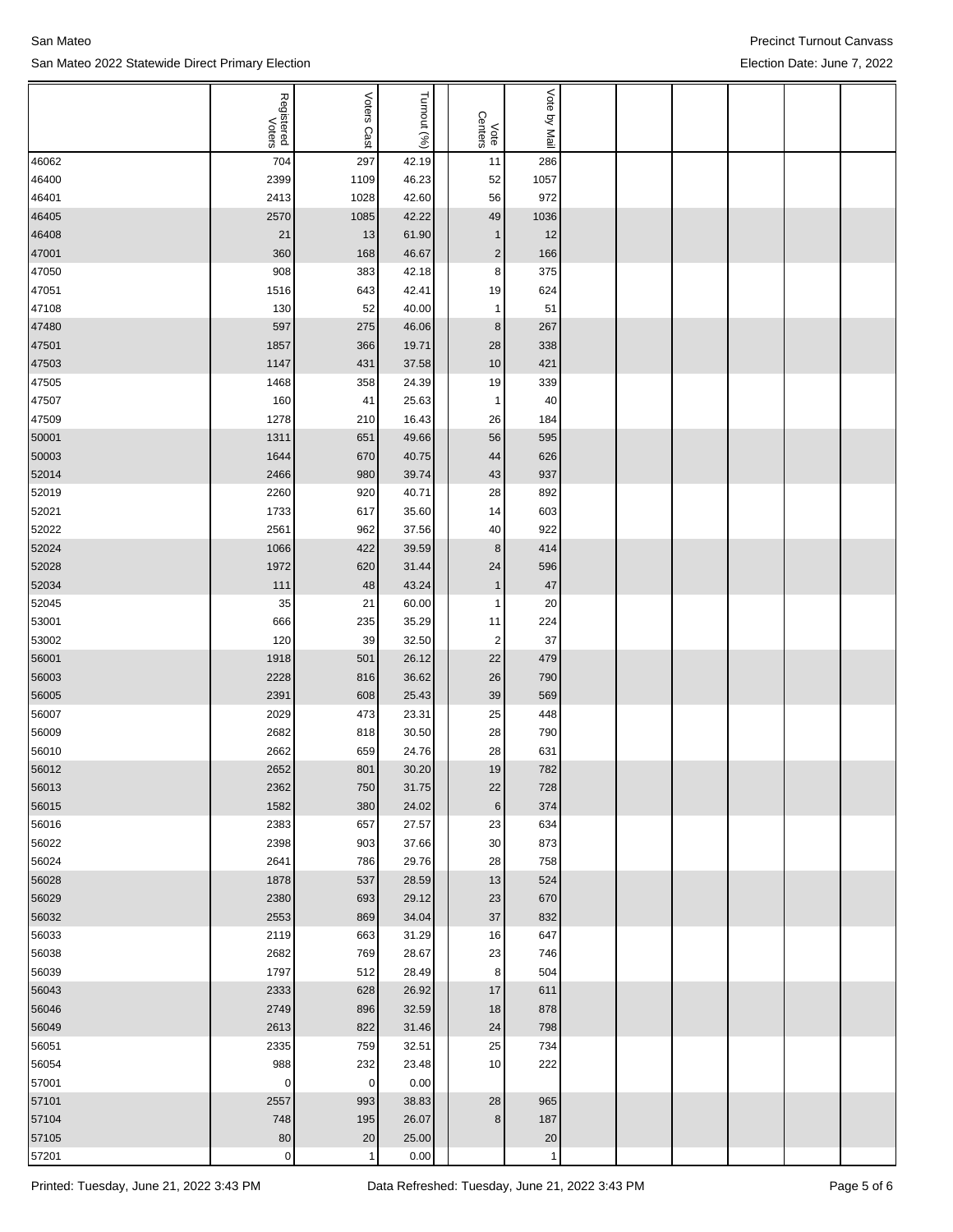|  | Registered Voters | Voters Cast | Turnout (%) | Vote Centers | Vote by Mail |  |  |  |  |  |
|---|---|---|---|---|---|---|---|---|---|---|
| 46062 | 704 | 297 | 42.19 | 11 | 286 |  |  |  |  |  |
| 46400 | 2399 | 1109 | 46.23 | 52 | 1057 |  |  |  |  |  |
| 46401 | 2413 | 1028 | 42.60 | 56 | 972 |  |  |  |  |  |
| 46405 | 2570 | 1085 | 42.22 | 49 | 1036 |  |  |  |  |  |
| 46408 | 21 | 13 | 61.90 | 1 | 12 |  |  |  |  |  |
| 47001 | 360 | 168 | 46.67 | 2 | 166 |  |  |  |  |  |
| 47050 | 908 | 383 | 42.18 | 8 | 375 |  |  |  |  |  |
| 47051 | 1516 | 643 | 42.41 | 19 | 624 |  |  |  |  |  |
| 47108 | 130 | 52 | 40.00 | 1 | 51 |  |  |  |  |  |
| 47480 | 597 | 275 | 46.06 | 8 | 267 |  |  |  |  |  |
| 47501 | 1857 | 366 | 19.71 | 28 | 338 |  |  |  |  |  |
| 47503 | 1147 | 431 | 37.58 | 10 | 421 |  |  |  |  |  |
| 47505 | 1468 | 358 | 24.39 | 19 | 339 |  |  |  |  |  |
| 47507 | 160 | 41 | 25.63 | 1 | 40 |  |  |  |  |  |
| 47509 | 1278 | 210 | 16.43 | 26 | 184 |  |  |  |  |  |
| 50001 | 1311 | 651 | 49.66 | 56 | 595 |  |  |  |  |  |
| 50003 | 1644 | 670 | 40.75 | 44 | 626 |  |  |  |  |  |
| 52014 | 2466 | 980 | 39.74 | 43 | 937 |  |  |  |  |  |
| 52019 | 2260 | 920 | 40.71 | 28 | 892 |  |  |  |  |  |
| 52021 | 1733 | 617 | 35.60 | 14 | 603 |  |  |  |  |  |
| 52022 | 2561 | 962 | 37.56 | 40 | 922 |  |  |  |  |  |
| 52024 | 1066 | 422 | 39.59 | 8 | 414 |  |  |  |  |  |
| 52028 | 1972 | 620 | 31.44 | 24 | 596 |  |  |  |  |  |
| 52034 | 111 | 48 | 43.24 | 1 | 47 |  |  |  |  |  |
| 52045 | 35 | 21 | 60.00 | 1 | 20 |  |  |  |  |  |
| 53001 | 666 | 235 | 35.29 | 11 | 224 |  |  |  |  |  |
| 53002 | 120 | 39 | 32.50 | 2 | 37 |  |  |  |  |  |
| 56001 | 1918 | 501 | 26.12 | 22 | 479 |  |  |  |  |  |
| 56003 | 2228 | 816 | 36.62 | 26 | 790 |  |  |  |  |  |
| 56005 | 2391 | 608 | 25.43 | 39 | 569 |  |  |  |  |  |
| 56007 | 2029 | 473 | 23.31 | 25 | 448 |  |  |  |  |  |
| 56009 | 2682 | 818 | 30.50 | 28 | 790 |  |  |  |  |  |
| 56010 | 2662 | 659 | 24.76 | 28 | 631 |  |  |  |  |  |
| 56012 | 2652 | 801 | 30.20 | 19 | 782 |  |  |  |  |  |
| 56013 | 2362 | 750 | 31.75 | 22 | 728 |  |  |  |  |  |
| 56015 | 1582 | 380 | 24.02 | 6 | 374 |  |  |  |  |  |
| 56016 | 2383 | 657 | 27.57 | 23 | 634 |  |  |  |  |  |
| 56022 | 2398 | 903 | 37.66 | 30 | 873 |  |  |  |  |  |
| 56024 | 2641 | 786 | 29.76 | 28 | 758 |  |  |  |  |  |
| 56028 | 1878 | 537 | 28.59 | 13 | 524 |  |  |  |  |  |
| 56029 | 2380 | 693 | 29.12 | 23 | 670 |  |  |  |  |  |
| 56032 | 2553 | 869 | 34.04 | 37 | 832 |  |  |  |  |  |
| 56033 | 2119 | 663 | 31.29 | 16 | 647 |  |  |  |  |  |
| 56038 | 2682 | 769 | 28.67 | 23 | 746 |  |  |  |  |  |
| 56039 | 1797 | 512 | 28.49 | 8 | 504 |  |  |  |  |  |
| 56043 | 2333 | 628 | 26.92 | 17 | 611 |  |  |  |  |  |
| 56046 | 2749 | 896 | 32.59 | 18 | 878 |  |  |  |  |  |
| 56049 | 2613 | 822 | 31.46 | 24 | 798 |  |  |  |  |  |
| 56051 | 2335 | 759 | 32.51 | 25 | 734 |  |  |  |  |  |
| 56054 | 988 | 232 | 23.48 | 10 | 222 |  |  |  |  |  |
| 57001 | 0 | 0 | 0.00 |  |  |  |  |  |  |  |
| 57101 | 2557 | 993 | 38.83 | 28 | 965 |  |  |  |  |  |
| 57104 | 748 | 195 | 26.07 | 8 | 187 |  |  |  |  |  |
| 57105 | 80 | 20 | 25.00 |  | 20 |  |  |  |  |  |
| 57201 | 0 | 1 | 0.00 |  | 1 |  |  |  |  |  |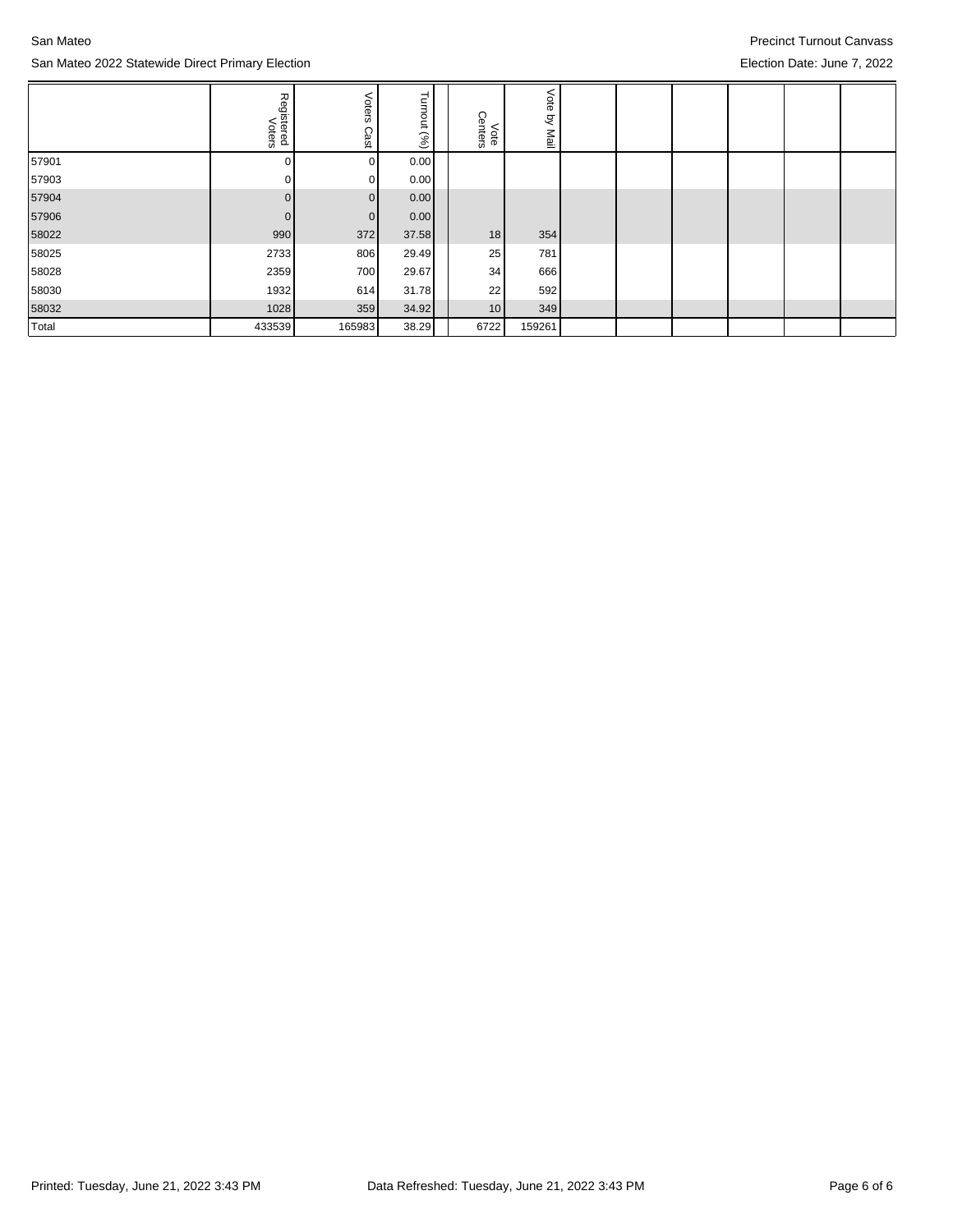| | Registered Voters | Voters Cast | Turnout (%) | | Vote Centers | Vote by Mail | | | | | | |
|---|---|---|---|---|---|---|---|---|---|---|---|---|
| 57901 | 0 | 0 | 0.00 | | | | | | | | | |
| 57903 | 0 | 0 | 0.00 | | | | | | | | | |
| 57904 | 0 | 0 | 0.00 | | | | | | | | | |
| 57906 | 0 | 0 | 0.00 | | | | | | | | | |
| 58022 | 990 | 372 | 37.58 | | 18 | 354 | | | | | | |
| 58025 | 2733 | 806 | 29.49 | | 25 | 781 | | | | | | |
| 58028 | 2359 | 700 | 29.67 | | 34 | 666 | | | | | | |
| 58030 | 1932 | 614 | 31.78 | | 22 | 592 | | | | | | |
| 58032 | 1028 | 359 | 34.92 | | 10 | 349 | | | | | | |
| Total | 433539 | 165983 | 38.29 | | 6722 | 159261 | | | | | | |